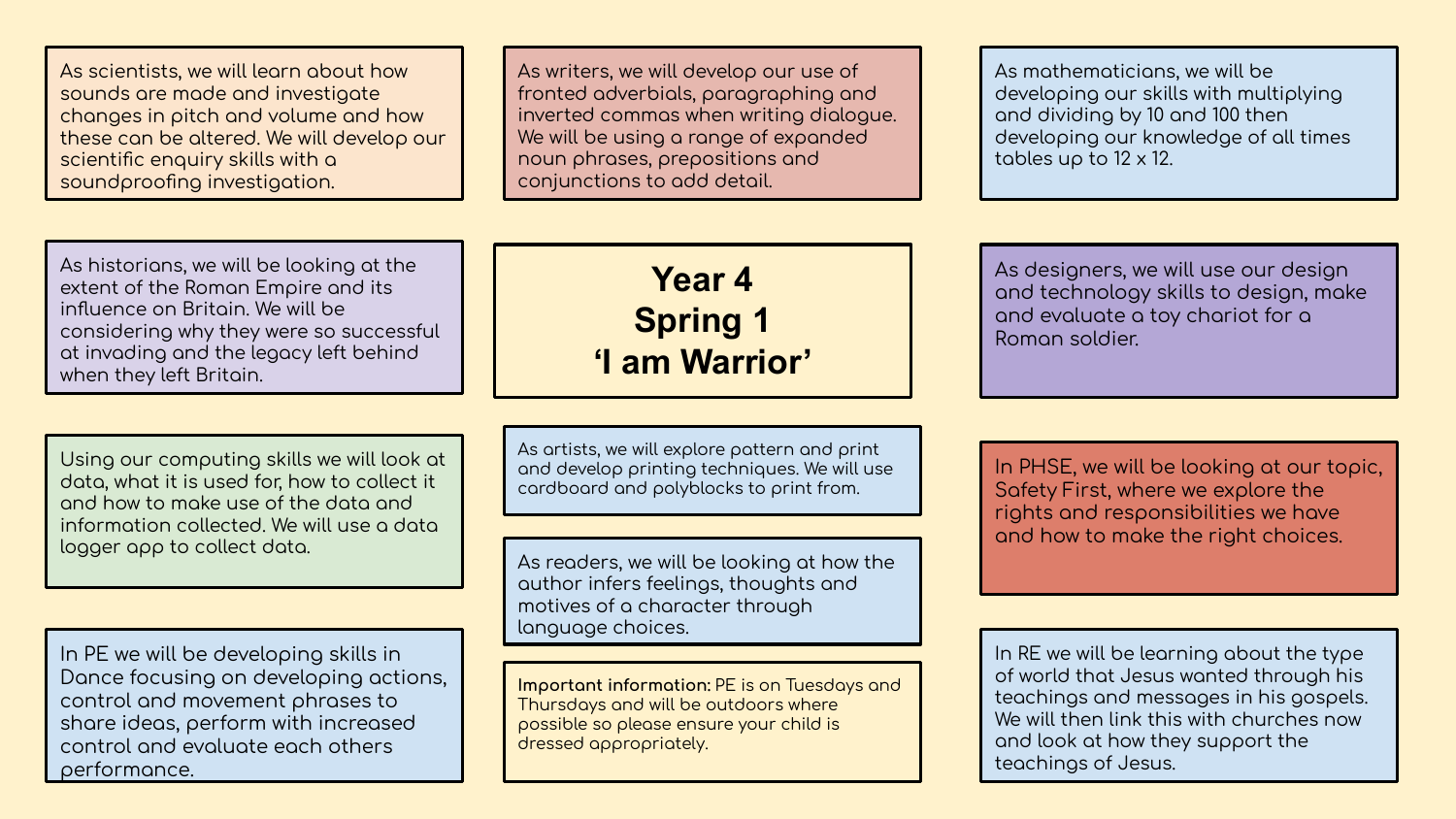# Year 4
# Spring 1
# 'I am Warrior'

As scientists, we will learn about how sounds are made and investigate changes in pitch and volume and how these can be altered. We will develop our scientific enquiry skills with a soundproofing investigation.

As writers, we will develop our use of fronted adverbials, paragraphing and inverted commas when writing dialogue. We will be using a range of expanded noun phrases, prepositions and conjunctions to add detail.

As mathematicians, we will be developing our skills with multiplying and dividing by 10 and 100 then developing our knowledge of all times tables up to 12 x 12.

As historians, we will be looking at the extent of the Roman Empire and its influence on Britain. We will be considering why they were so successful at invading and the legacy left behind when they left Britain.

As designers, we will use our design and technology skills to design, make and evaluate a toy chariot for a Roman soldier.

Using our computing skills we will look at data, what it is used for, how to collect it and how to make use of the data and information collected. We will use a data logger app to collect data.

As artists, we will explore pattern and print and develop printing techniques. We will use cardboard and polyblocks to print from.

In PHSE, we will be looking at our topic, Safety First, where we explore the rights and responsibilities we have and how to make the right choices.

As readers, we will be looking at how the author infers feelings, thoughts and motives of a character through language choices.

In PE we will be developing skills in Dance focusing on developing actions, control and movement phrases to share ideas, perform with increased control and evaluate each others performance.

**Important information:** PE is on Tuesdays and Thursdays and will be outdoors where possible so please ensure your child is dressed appropriately.

In RE we will be learning about the type of world that Jesus wanted through his teachings and messages in his gospels. We will then link this with churches now and look at how they support the teachings of Jesus.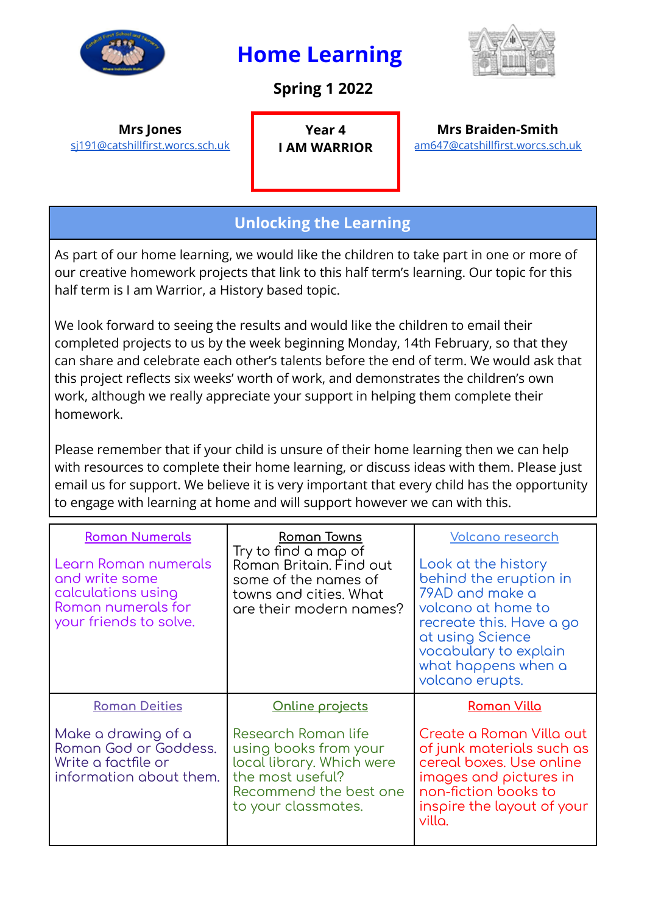# Home Learning

**Spring 1 2022**

**Mrs Jones**
sj191@catshillfirst.worcs.sch.uk

**Year 4**
**I AM WARRIOR**

**Mrs Braiden-Smith**
am647@catshillfirst.worcs.sch.uk

## Unlocking the Learning

As part of our home learning, we would like the children to take part in one or more of our creative homework projects that link to this half term's learning. Our topic for this half term is I am Warrior, a History based topic.

We look forward to seeing the results and would like the children to email their completed projects to us by the week beginning Monday, 14th February, so that they can share and celebrate each other's talents before the end of term. We would ask that this project reflects six weeks' worth of work, and demonstrates the children's own work, although we really appreciate your support in helping them complete their homework.

Please remember that if your child is unsure of their home learning then we can help with resources to complete their home learning, or discuss ideas with them. Please just email us for support. We believe it is very important that every child has the opportunity to engage with learning at home and will support however we can with this.

| | | |
|---|---|---|
| **Roman Numerals**<br><br>Learn Roman numerals and write some calculations using Roman numerals for your friends to solve. | **Roman Towns**<br>Try to find a map of Roman Britain. Find out some of the names of towns and cities. What are their modern names? | **Volcano research**<br><br>Look at the history behind the eruption in 79AD and make a volcano at home to recreate this. Have a go at using Science vocabulary to explain what happens when a volcano erupts. |
| **Roman Deities**<br><br>Make a drawing of a Roman God or Goddess. Write a factfile or information about them. | **Online projects**<br><br>Research Roman life using books from your local library. Which were the most useful? Recommend the best one to your classmates. | **Roman Villa**<br><br>Create a Roman Villa out of junk materials such as cereal boxes. Use online images and pictures in non-fiction books to inspire the layout of your villa. |